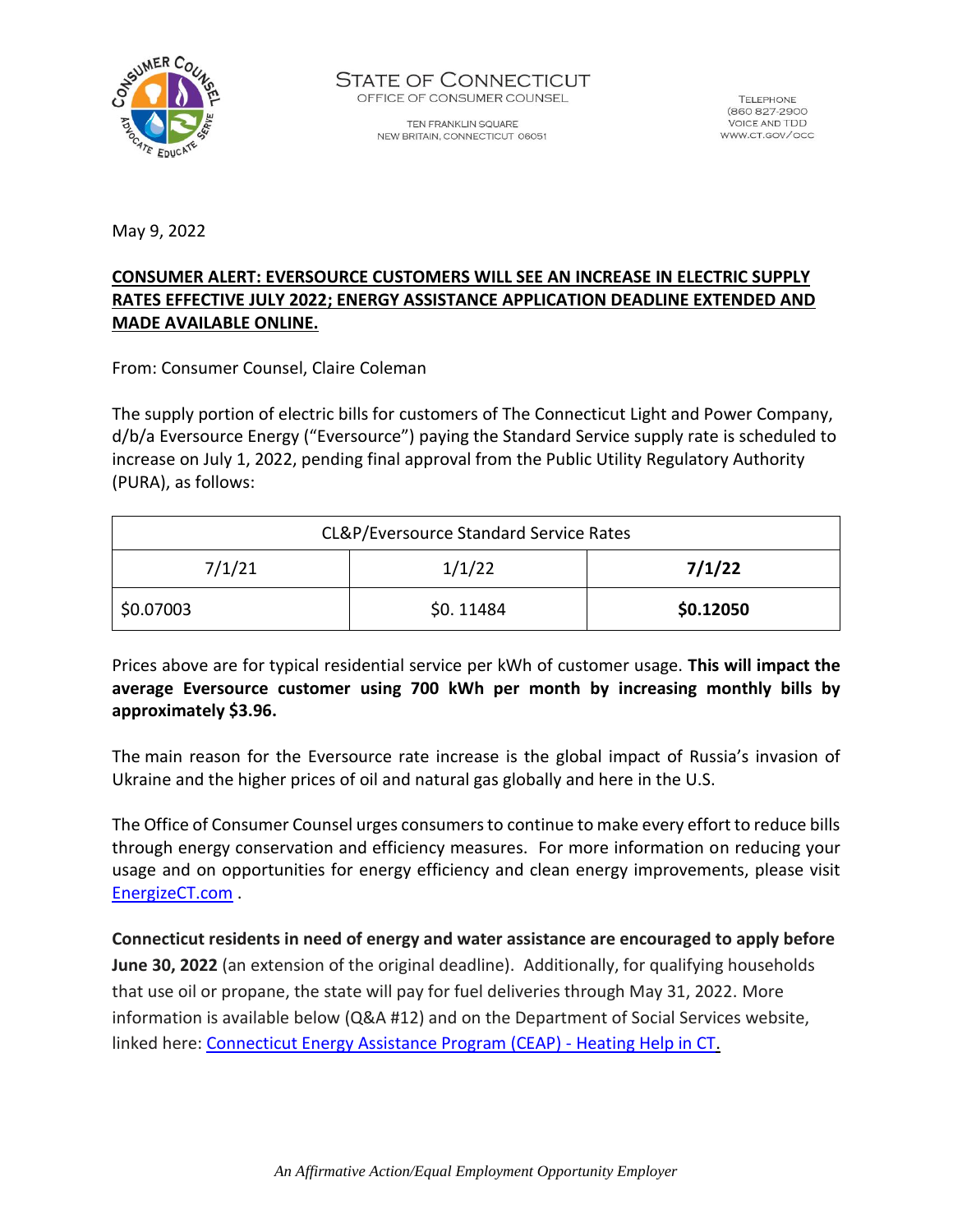STATE OF CONNECTICUT
OFFICE OF CONSUMER COUNSEL

TEN FRANKLIN SQUARE
NEW BRITAIN, CONNECTICUT 06051

TELEPHONE
(860 827-2900
VOICE AND TDD
WWW.CT.GOV/OCC

May 9, 2022

**CONSUMER ALERT: EVERSOURCE CUSTOMERS WILL SEE AN INCREASE IN ELECTRIC SUPPLY RATES EFFECTIVE JULY 2022; ENERGY ASSISTANCE APPLICATION DEADLINE EXTENDED AND MADE AVAILABLE ONLINE.**

From: Consumer Counsel, Claire Coleman

The supply portion of electric bills for customers of The Connecticut Light and Power Company, d/b/a Eversource Energy ("Eversource") paying the Standard Service supply rate is scheduled to increase on July 1, 2022, pending final approval from the Public Utility Regulatory Authority (PURA), as follows:

| CL&P/Eversource Standard Service Rates | | |
|---|---|---|
| 7/1/21 | 1/1/22 | **7/1/22** |
| $0.07003 | $0. 11484 | **$0.12050** |

Prices above are for typical residential service per kWh of customer usage. **This will impact the average Eversource customer using 700 kWh per month by increasing monthly bills by approximately $3.96.**

The main reason for the Eversource rate increase is the global impact of Russia's invasion of Ukraine and the higher prices of oil and natural gas globally and here in the U.S.

The Office of Consumer Counsel urges consumers to continue to make every effort to reduce bills through energy conservation and efficiency measures. For more information on reducing your usage and on opportunities for energy efficiency and clean energy improvements, please visit EnergizeCT.com .

**Connecticut residents in need of energy and water assistance are encouraged to apply before June 30, 2022** (an extension of the original deadline). Additionally, for qualifying households that use oil or propane, the state will pay for fuel deliveries through May 31, 2022. More information is available below (Q&A #12) and on the Department of Social Services website, linked here: Connecticut Energy Assistance Program (CEAP) - Heating Help in CT.

*An Affirmative Action/Equal Employment Opportunity Employer*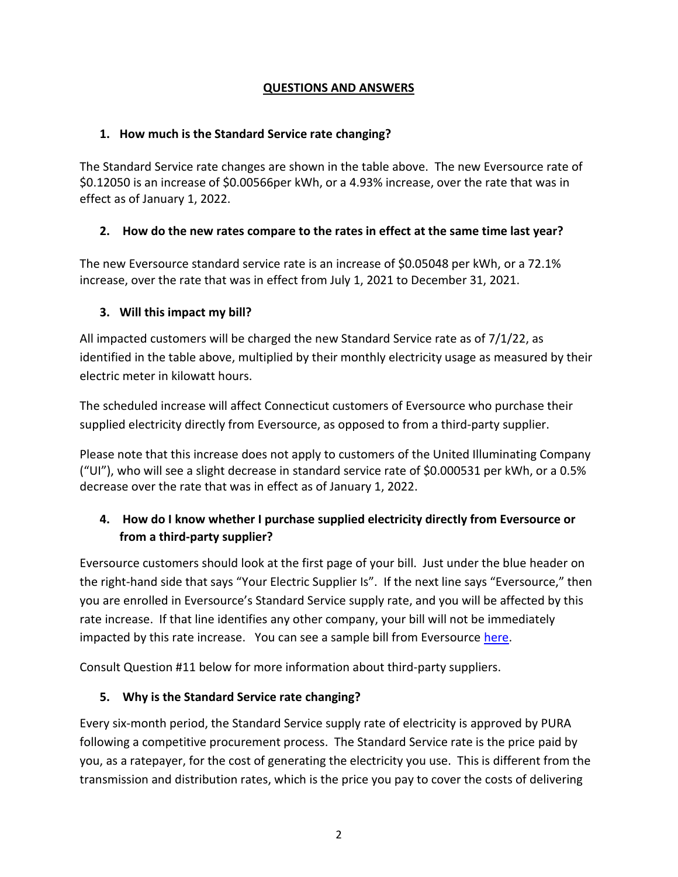## QUESTIONS AND ANSWERS

### 1. How much is the Standard Service rate changing?

The Standard Service rate changes are shown in the table above. The new Eversource rate of $0.12050 is an increase of $0.00566per kWh, or a 4.93% increase, over the rate that was in effect as of January 1, 2022.

### 2. How do the new rates compare to the rates in effect at the same time last year?

The new Eversource standard service rate is an increase of $0.05048 per kWh, or a 72.1% increase, over the rate that was in effect from July 1, 2021 to December 31, 2021.

### 3. Will this impact my bill?

All impacted customers will be charged the new Standard Service rate as of 7/1/22, as identified in the table above, multiplied by their monthly electricity usage as measured by their electric meter in kilowatt hours.

The scheduled increase will affect Connecticut customers of Eversource who purchase their supplied electricity directly from Eversource, as opposed to from a third-party supplier.

Please note that this increase does not apply to customers of the United Illuminating Company ("UI"), who will see a slight decrease in standard service rate of $0.000531 per kWh, or a 0.5% decrease over the rate that was in effect as of January 1, 2022.

### 4. How do I know whether I purchase supplied electricity directly from Eversource or from a third-party supplier?

Eversource customers should look at the first page of your bill. Just under the blue header on the right-hand side that says "Your Electric Supplier Is". If the next line says "Eversource," then you are enrolled in Eversource's Standard Service supply rate, and you will be affected by this rate increase. If that line identifies any other company, your bill will not be immediately impacted by this rate increase. You can see a sample bill from Eversource here.

Consult Question #11 below for more information about third-party suppliers.

### 5. Why is the Standard Service rate changing?

Every six-month period, the Standard Service supply rate of electricity is approved by PURA following a competitive procurement process. The Standard Service rate is the price paid by you, as a ratepayer, for the cost of generating the electricity you use. This is different from the transmission and distribution rates, which is the price you pay to cover the costs of delivering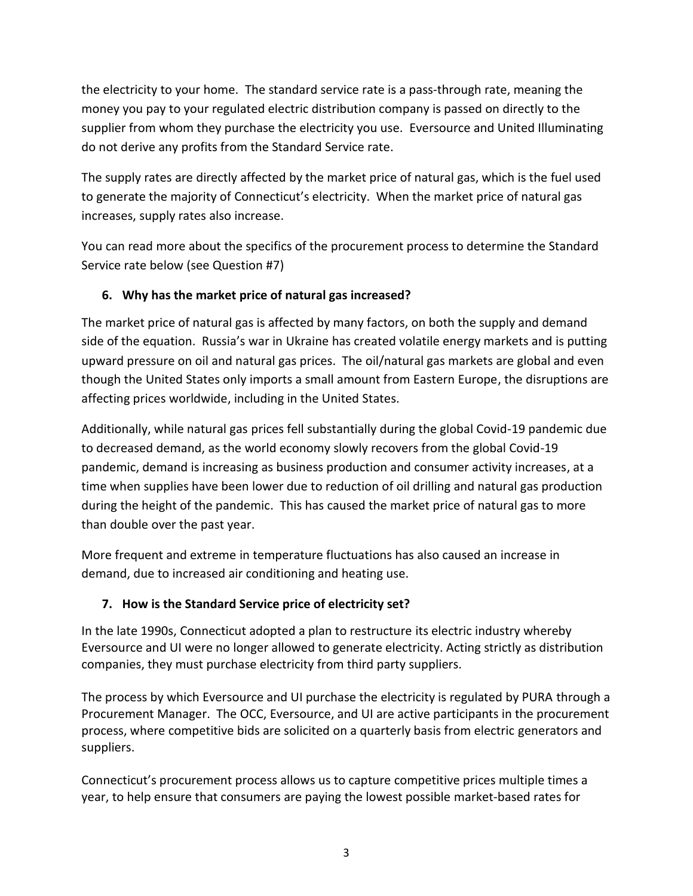the electricity to your home. The standard service rate is a pass-through rate, meaning the money you pay to your regulated electric distribution company is passed on directly to the supplier from whom they purchase the electricity you use. Eversource and United Illuminating do not derive any profits from the Standard Service rate.

The supply rates are directly affected by the market price of natural gas, which is the fuel used to generate the majority of Connecticut's electricity. When the market price of natural gas increases, supply rates also increase.

You can read more about the specifics of the procurement process to determine the Standard Service rate below (see Question #7)

### 6. Why has the market price of natural gas increased?

The market price of natural gas is affected by many factors, on both the supply and demand side of the equation. Russia's war in Ukraine has created volatile energy markets and is putting upward pressure on oil and natural gas prices. The oil/natural gas markets are global and even though the United States only imports a small amount from Eastern Europe, the disruptions are affecting prices worldwide, including in the United States.

Additionally, while natural gas prices fell substantially during the global Covid-19 pandemic due to decreased demand, as the world economy slowly recovers from the global Covid-19 pandemic, demand is increasing as business production and consumer activity increases, at a time when supplies have been lower due to reduction of oil drilling and natural gas production during the height of the pandemic. This has caused the market price of natural gas to more than double over the past year.

More frequent and extreme in temperature fluctuations has also caused an increase in demand, due to increased air conditioning and heating use.

### 7. How is the Standard Service price of electricity set?

In the late 1990s, Connecticut adopted a plan to restructure its electric industry whereby Eversource and UI were no longer allowed to generate electricity. Acting strictly as distribution companies, they must purchase electricity from third party suppliers.

The process by which Eversource and UI purchase the electricity is regulated by PURA through a Procurement Manager. The OCC, Eversource, and UI are active participants in the procurement process, where competitive bids are solicited on a quarterly basis from electric generators and suppliers.

Connecticut's procurement process allows us to capture competitive prices multiple times a year, to help ensure that consumers are paying the lowest possible market-based rates for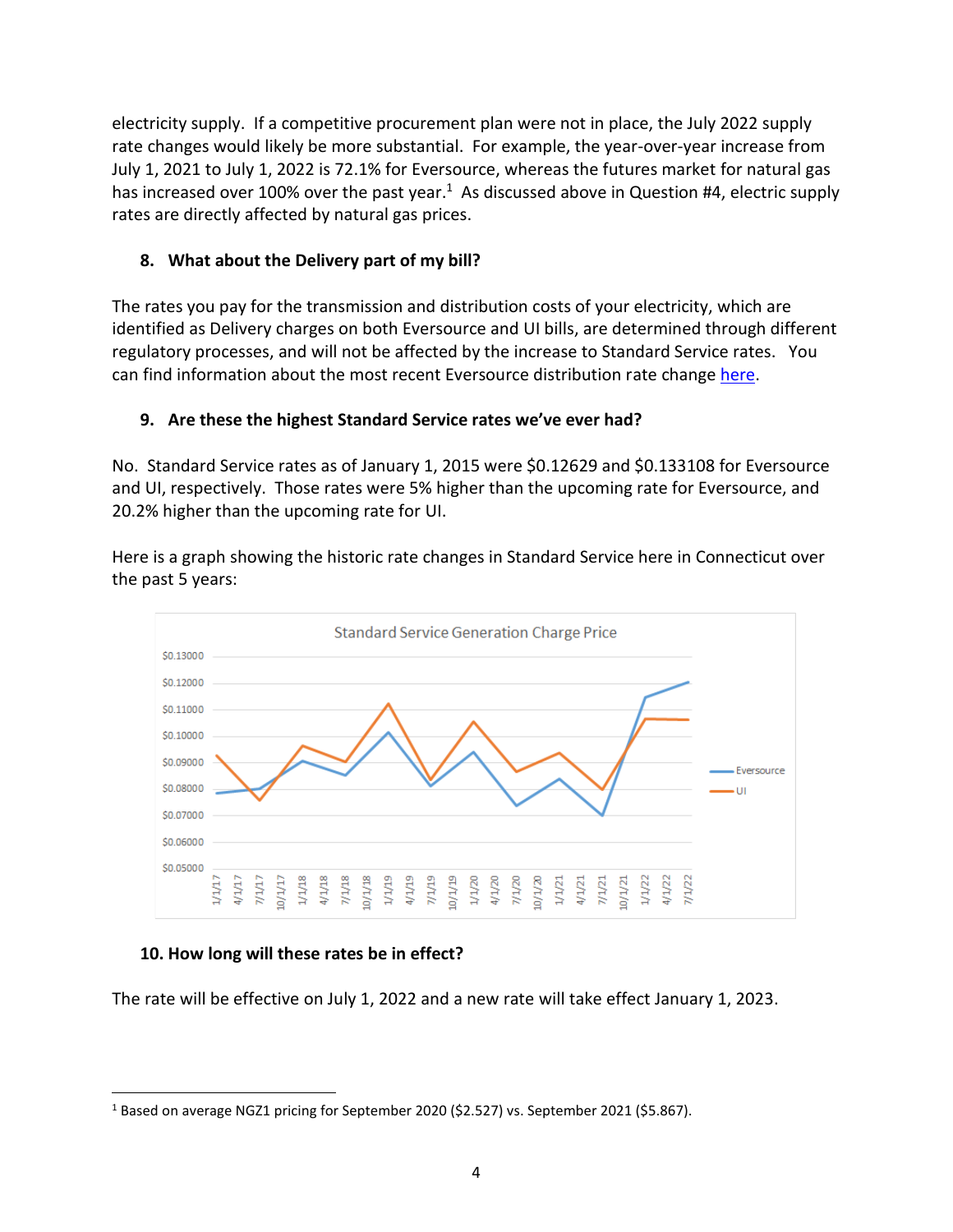electricity supply. If a competitive procurement plan were not in place, the July 2022 supply rate changes would likely be more substantial. For example, the year-over-year increase from July 1, 2021 to July 1, 2022 is 72.1% for Eversource, whereas the futures market for natural gas has increased over 100% over the past year.[1] As discussed above in Question #4, electric supply rates are directly affected by natural gas prices.

### 8. What about the Delivery part of my bill?

The rates you pay for the transmission and distribution costs of your electricity, which are identified as Delivery charges on both Eversource and UI bills, are determined through different regulatory processes, and will not be affected by the increase to Standard Service rates. You can find information about the most recent Eversource distribution rate change here.

### 9. Are these the highest Standard Service rates we've ever had?

No. Standard Service rates as of January 1, 2015 were $0.12629 and $0.133108 for Eversource and UI, respectively. Those rates were 5% higher than the upcoming rate for Eversource, and 20.2% higher than the upcoming rate for UI.

Here is a graph showing the historic rate changes in Standard Service here in Connecticut over the past 5 years:

### 10. How long will these rates be in effect?

The rate will be effective on July 1, 2022 and a new rate will take effect January 1, 2023.

---

[1] Based on average NGZ1 pricing for September 2020 ($2.527) vs. September 2021 ($5.867).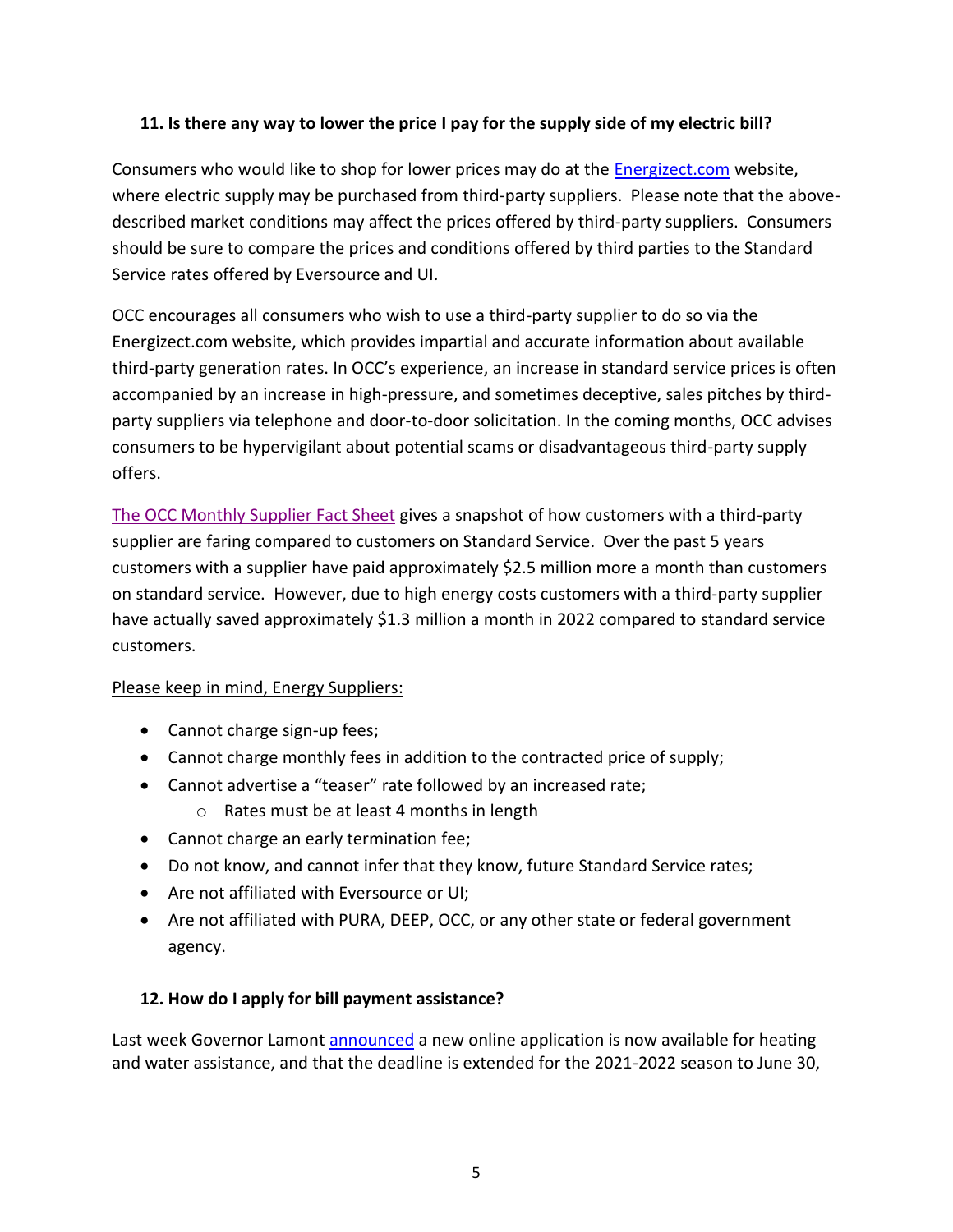### 11. Is there any way to lower the price I pay for the supply side of my electric bill?

Consumers who would like to shop for lower prices may do at the [Energizect.com](Energizect.com) website, where electric supply may be purchased from third-party suppliers. Please note that the above-described market conditions may affect the prices offered by third-party suppliers. Consumers should be sure to compare the prices and conditions offered by third parties to the Standard Service rates offered by Eversource and UI.

OCC encourages all consumers who wish to use a third-party supplier to do so via the Energizect.com website, which provides impartial and accurate information about available third-party generation rates. In OCC's experience, an increase in standard service prices is often accompanied by an increase in high-pressure, and sometimes deceptive, sales pitches by third-party suppliers via telephone and door-to-door solicitation. In the coming months, OCC advises consumers to be hypervigilant about potential scams or disadvantageous third-party supply offers.

The OCC Monthly Supplier Fact Sheet gives a snapshot of how customers with a third-party supplier are faring compared to customers on Standard Service. Over the past 5 years customers with a supplier have paid approximately $2.5 million more a month than customers on standard service. However, due to high energy costs customers with a third-party supplier have actually saved approximately $1.3 million a month in 2022 compared to standard service customers.

Please keep in mind, Energy Suppliers:

- Cannot charge sign-up fees;
- Cannot charge monthly fees in addition to the contracted price of supply;
- Cannot advertise a "teaser" rate followed by an increased rate;
  - Rates must be at least 4 months in length
- Cannot charge an early termination fee;
- Do not know, and cannot infer that they know, future Standard Service rates;
- Are not affiliated with Eversource or UI;
- Are not affiliated with PURA, DEEP, OCC, or any other state or federal government agency.

### 12. How do I apply for bill payment assistance?

Last week Governor Lamont announced a new online application is now available for heating and water assistance, and that the deadline is extended for the 2021-2022 season to June 30,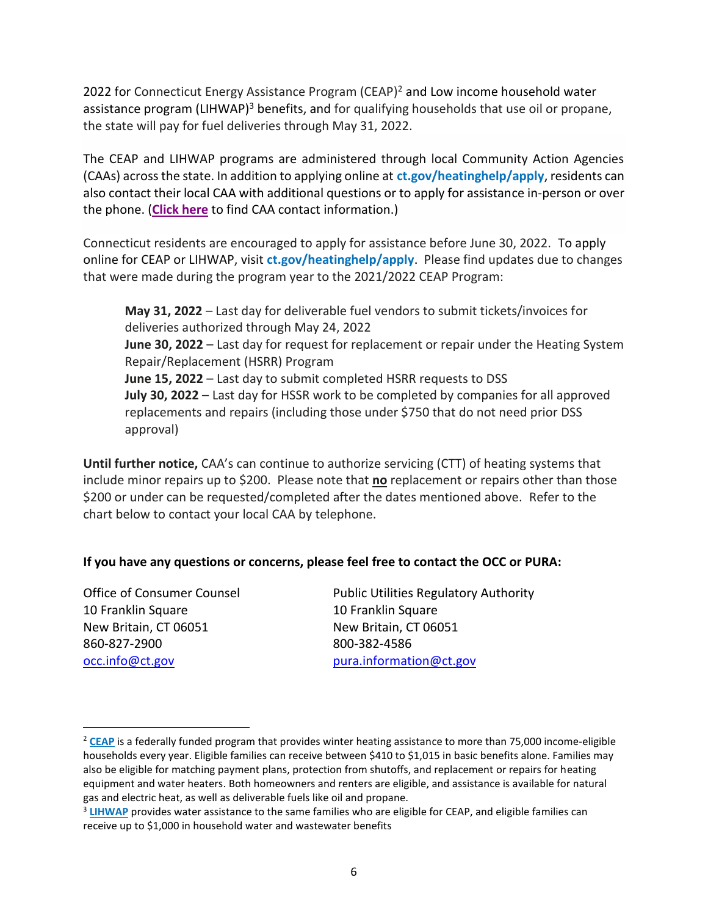2022 for Connecticut Energy Assistance Program (CEAP)[2] and Low income household water assistance program (LIHWAP)[3] benefits, and for qualifying households that use oil or propane, the state will pay for fuel deliveries through May 31, 2022.

The CEAP and LIHWAP programs are administered through local Community Action Agencies (CAAs) across the state. In addition to applying online at **ct.gov/heatinghelp/apply**, residents can also contact their local CAA with additional questions or to apply for assistance in-person or over the phone. (**Click here** to find CAA contact information.)

Connecticut residents are encouraged to apply for assistance before June 30, 2022. To apply online for CEAP or LIHWAP, visit **ct.gov/heatinghelp/apply**. Please find updates due to changes that were made during the program year to the 2021/2022 CEAP Program:

> **May 31, 2022** – Last day for deliverable fuel vendors to submit tickets/invoices for deliveries authorized through May 24, 2022
> **June 30, 2022** – Last day for request for replacement or repair under the Heating System Repair/Replacement (HSRR) Program
> **June 15, 2022** – Last day to submit completed HSRR requests to DSS
> **July 30, 2022** – Last day for HSSR work to be completed by companies for all approved replacements and repairs (including those under $750 that do not need prior DSS approval)

**Until further notice,** CAA's can continue to authorize servicing (CTT) of heating systems that include minor repairs up to $200. Please note that **no** replacement or repairs other than those $200 or under can be requested/completed after the dates mentioned above. Refer to the chart below to contact your local CAA by telephone.

**If you have any questions or concerns, please feel free to contact the OCC or PURA:**

Office of Consumer Counsel
10 Franklin Square
New Britain, CT 06051
860-827-2900
occ.info@ct.gov

Public Utilities Regulatory Authority
10 Franklin Square
New Britain, CT 06051
800-382-4586
pura.information@ct.gov

---

[2] **CEAP** is a federally funded program that provides winter heating assistance to more than 75,000 income-eligible households every year. Eligible families can receive between $410 to $1,015 in basic benefits alone. Families may also be eligible for matching payment plans, protection from shutoffs, and replacement or repairs for heating equipment and water heaters. Both homeowners and renters are eligible, and assistance is available for natural gas and electric heat, as well as deliverable fuels like oil and propane.

[3] **LIHWAP** provides water assistance to the same families who are eligible for CEAP, and eligible families can receive up to $1,000 in household water and wastewater benefits